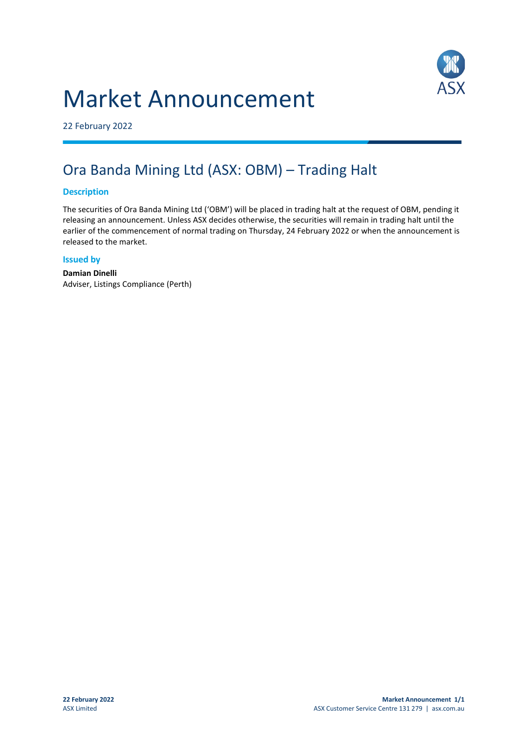# Market Announcement

22 February 2022

## Ora Banda Mining Ltd (ASX: OBM) – Trading Halt

### Description

The securities of Ora Banda Mining Ltd ('OBM') will be placed in trading halt at the request of OBM, pending it releasing an announcement. Unless ASX decides otherwise, the securities will remain in trading halt until the earlier of the commencement of normal trading on Thursday, 24 February 2022 or when the announcement is released to the market.

### Issued by

**Damian Dinelli**
Adviser, Listings Compliance (Perth)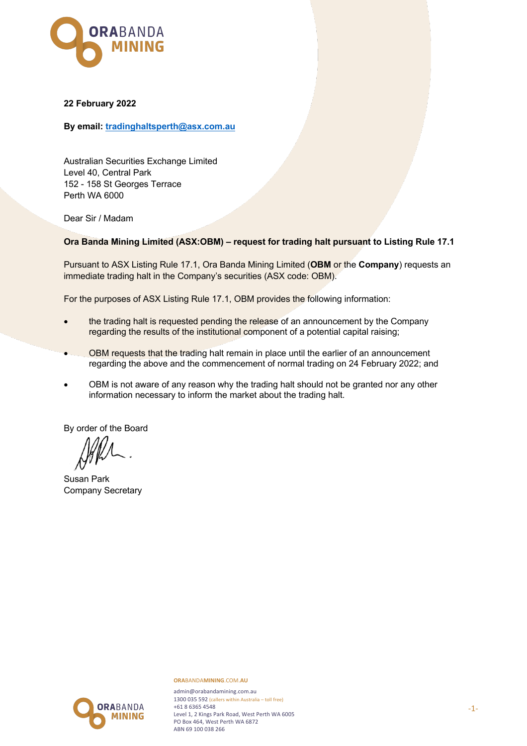**22 February 2022**

**By email: tradinghaltsperth@asx.com.au**

Australian Securities Exchange Limited
Level 40, Central Park
152 - 158 St Georges Terrace
Perth WA 6000

Dear Sir / Madam

**Ora Banda Mining Limited (ASX:OBM) – request for trading halt pursuant to Listing Rule 17.1**

Pursuant to ASX Listing Rule 17.1, Ora Banda Mining Limited (**OBM** or the **Company**) requests an immediate trading halt in the Company's securities (ASX code: OBM).

For the purposes of ASX Listing Rule 17.1, OBM provides the following information:

- the trading halt is requested pending the release of an announcement by the Company regarding the results of the institutional component of a potential capital raising;
- OBM requests that the trading halt remain in place until the earlier of an announcement regarding the above and the commencement of normal trading on 24 February 2022; and
- OBM is not aware of any reason why the trading halt should not be granted nor any other information necessary to inform the market about the trading halt.

By order of the Board

Susan Park
Company Secretary

ORABANDAMINING.COM.AU

admin@orabandamining.com.au
1300 035 592 (callers within Australia – toll free)
+61 8 6365 4548
Level 1, 2 Kings Park Road, West Perth WA 6005
PO Box 464, West Perth WA 6872
ABN 69 100 038 266